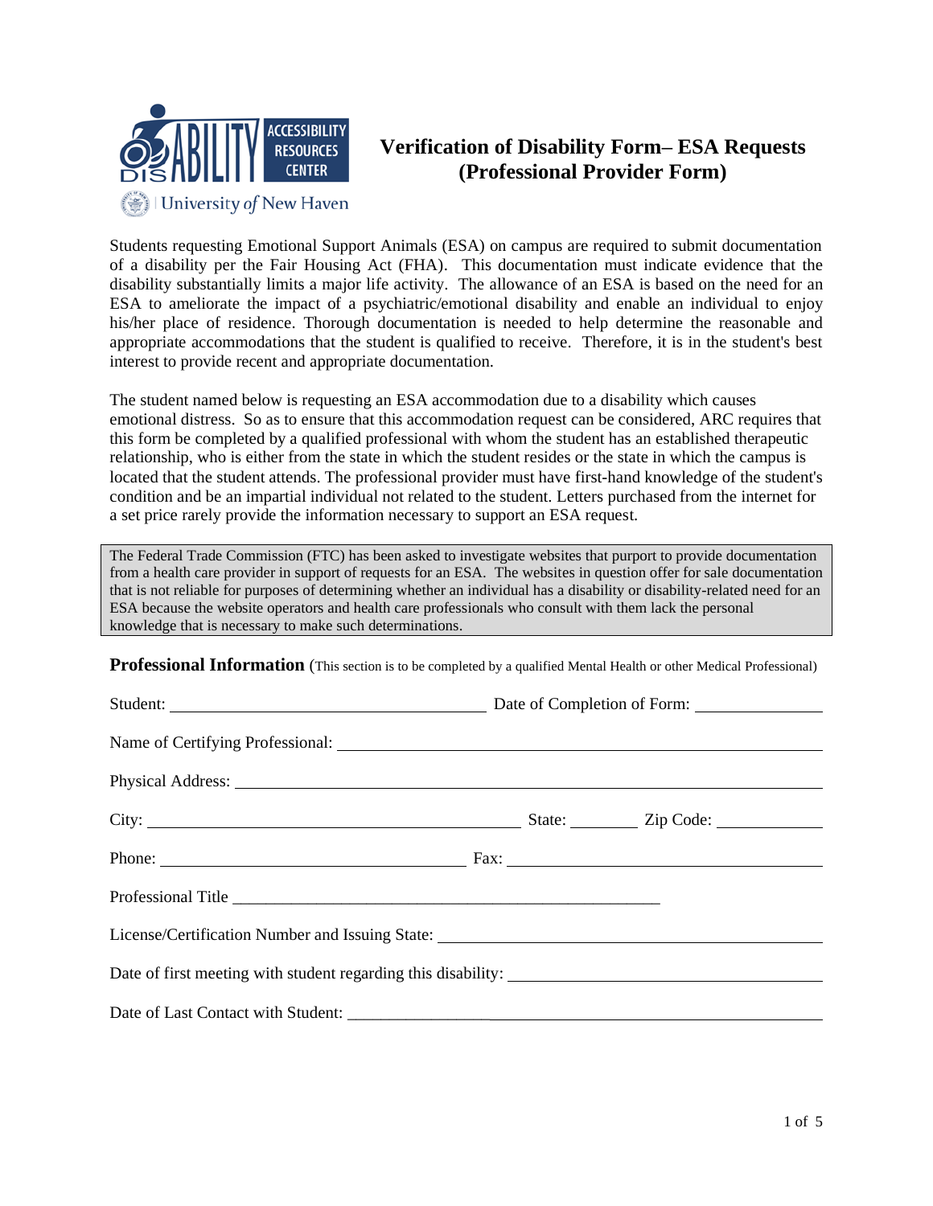# Verification of Disability Form– ESA Requests (Professional Provider Form)

Students requesting Emotional Support Animals (ESA) on campus are required to submit documentation of a disability per the Fair Housing Act (FHA). This documentation must indicate evidence that the disability substantially limits a major life activity. The allowance of an ESA is based on the need for an ESA to ameliorate the impact of a psychiatric/emotional disability and enable an individual to enjoy his/her place of residence. Thorough documentation is needed to help determine the reasonable and appropriate accommodations that the student is qualified to receive. Therefore, it is in the student's best interest to provide recent and appropriate documentation.

The student named below is requesting an ESA accommodation due to a disability which causes emotional distress. So as to ensure that this accommodation request can be considered, ARC requires that this form be completed by a qualified professional with whom the student has an established therapeutic relationship, who is either from the state in which the student resides or the state in which the campus is located that the student attends. The professional provider must have first-hand knowledge of the student's condition and be an impartial individual not related to the student. Letters purchased from the internet for a set price rarely provide the information necessary to support an ESA request.

> The Federal Trade Commission (FTC) has been asked to investigate websites that purport to provide documentation from a health care provider in support of requests for an ESA. The websites in question offer for sale documentation that is not reliable for purposes of determining whether an individual has a disability or disability-related need for an ESA because the website operators and health care professionals who consult with them lack the personal knowledge that is necessary to make such determinations.

**Professional Information** (This section is to be completed by a qualified Mental Health or other Medical Professional)

Student: ______________________________ Date of Completion of Form: ______________

Name of Certifying Professional: ______________________________

Physical Address: ______________________________

City: ______________________________ State: ________ Zip Code: ____________

Phone: ______________________________ Fax: ______________________________

Professional Title ______________________________

License/Certification Number and Issuing State: ______________________________

Date of first meeting with student regarding this disability: ______________________________

Date of Last Contact with Student: ______________________________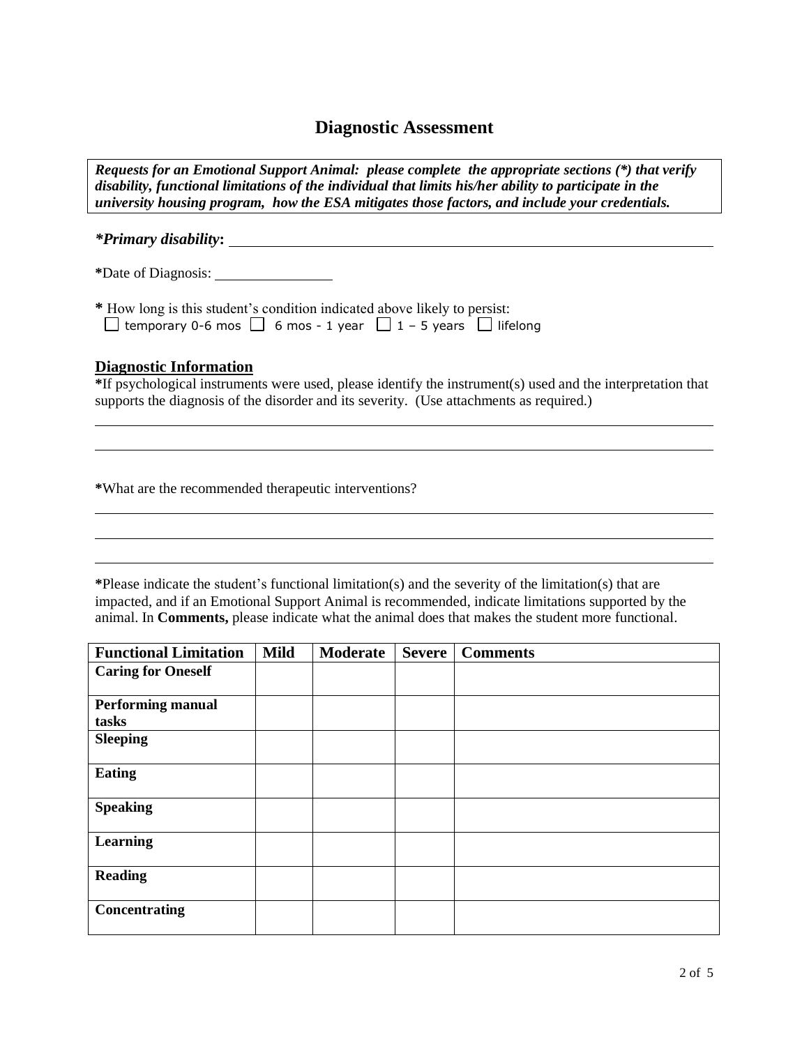# Diagnostic Assessment

***Requests for an Emotional Support Animal: please complete the appropriate sections (*) that verify disability, functional limitations of the individual that limits his/her ability to participate in the university housing program, how the ESA mitigates those factors, and include your credentials.***

***Primary disability*:** ____________________________________________

**\***Date of Diagnosis: ________________

**\*** How long is this student's condition indicated above likely to persist:
☐ temporary 0-6 mos ☐ 6 mos - 1 year ☐ 1 – 5 years ☐ lifelong

## Diagnostic Information

**\***If psychological instruments were used, please identify the instrument(s) used and the interpretation that supports the diagnosis of the disorder and its severity. (Use attachments as required.)

______________________________________________________________________

______________________________________________________________________

**\***What are the recommended therapeutic interventions?

______________________________________________________________________

______________________________________________________________________

______________________________________________________________________

**\***Please indicate the student's functional limitation(s) and the severity of the limitation(s) that are impacted, and if an Emotional Support Animal is recommended, indicate limitations supported by the animal. In **Comments,** please indicate what the animal does that makes the student more functional.

| Functional Limitation | Mild | Moderate | Severe | Comments |
|---|---|---|---|---|
| **Caring for Oneself** | | | | |
| **Performing manual tasks** | | | | |
| **Sleeping** | | | | |
| **Eating** | | | | |
| **Speaking** | | | | |
| **Learning** | | | | |
| **Reading** | | | | |
| **Concentrating** | | | | |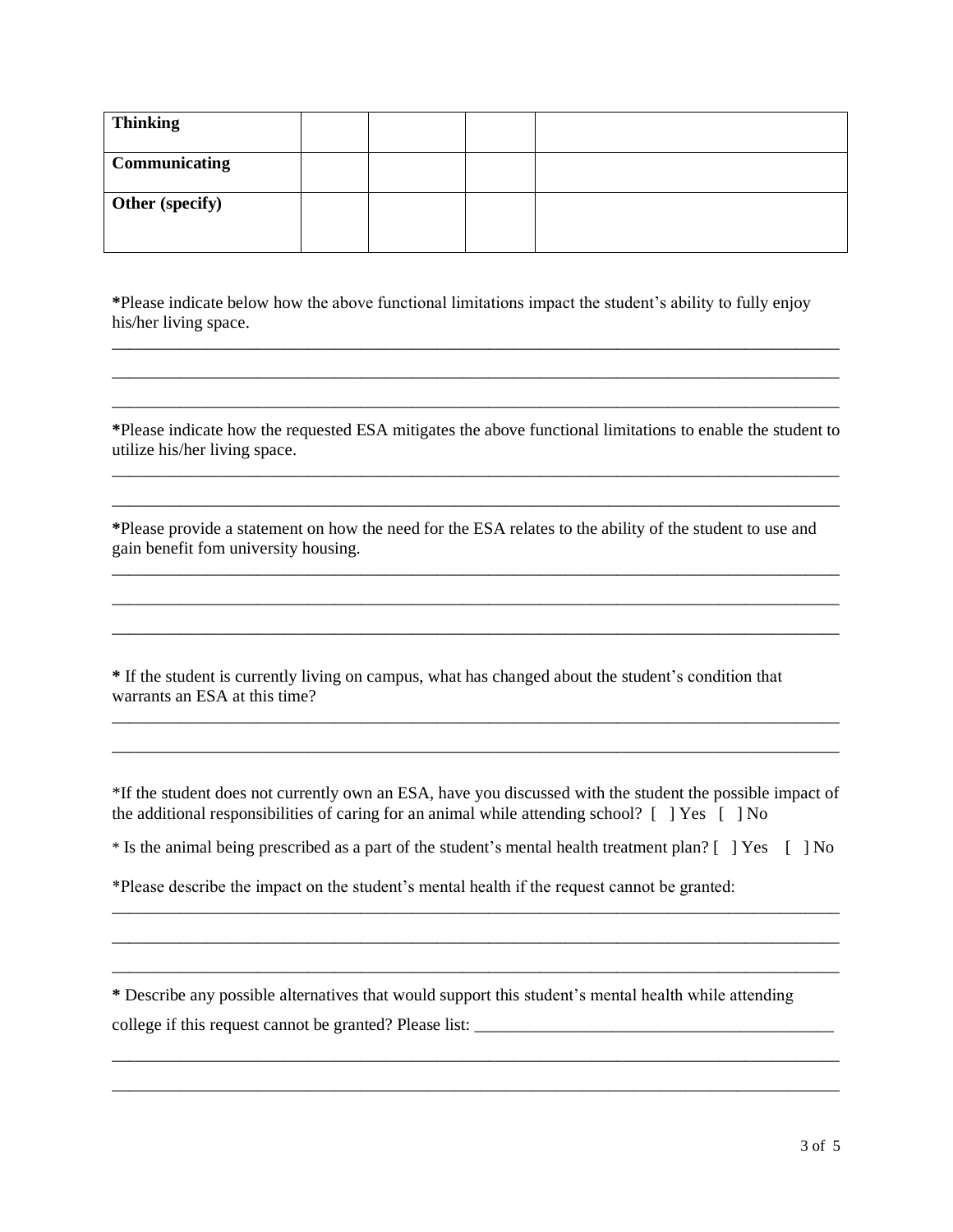| | | | | |
|---|---|---|---|---|
| **Thinking** | | | | |
| **Communicating** | | | | |
| **Other (specify)** | | | | |

**\***Please indicate below how the above functional limitations impact the student's ability to fully enjoy his/her living space.

\_\_\_\_\_\_\_\_\_\_\_\_\_\_\_\_\_\_\_\_\_\_\_\_\_\_\_\_\_\_\_\_\_\_\_\_\_\_\_\_\_\_\_\_\_\_\_\_\_\_\_\_\_\_\_\_\_\_\_\_\_\_\_\_\_\_\_\_\_\_\_\_\_\_\_\_\_\_\_\_\_\_\_\_\_\_

\_\_\_\_\_\_\_\_\_\_\_\_\_\_\_\_\_\_\_\_\_\_\_\_\_\_\_\_\_\_\_\_\_\_\_\_\_\_\_\_\_\_\_\_\_\_\_\_\_\_\_\_\_\_\_\_\_\_\_\_\_\_\_\_\_\_\_\_\_\_\_\_\_\_\_\_\_\_\_\_\_\_\_\_\_\_

\_\_\_\_\_\_\_\_\_\_\_\_\_\_\_\_\_\_\_\_\_\_\_\_\_\_\_\_\_\_\_\_\_\_\_\_\_\_\_\_\_\_\_\_\_\_\_\_\_\_\_\_\_\_\_\_\_\_\_\_\_\_\_\_\_\_\_\_\_\_\_\_\_\_\_\_\_\_\_\_\_\_\_\_\_\_

**\***Please indicate how the requested ESA mitigates the above functional limitations to enable the student to utilize his/her living space.

\_\_\_\_\_\_\_\_\_\_\_\_\_\_\_\_\_\_\_\_\_\_\_\_\_\_\_\_\_\_\_\_\_\_\_\_\_\_\_\_\_\_\_\_\_\_\_\_\_\_\_\_\_\_\_\_\_\_\_\_\_\_\_\_\_\_\_\_\_\_\_\_\_\_\_\_\_\_\_\_\_\_\_\_\_\_

\_\_\_\_\_\_\_\_\_\_\_\_\_\_\_\_\_\_\_\_\_\_\_\_\_\_\_\_\_\_\_\_\_\_\_\_\_\_\_\_\_\_\_\_\_\_\_\_\_\_\_\_\_\_\_\_\_\_\_\_\_\_\_\_\_\_\_\_\_\_\_\_\_\_\_\_\_\_\_\_\_\_\_\_\_\_

**\***Please provide a statement on how the need for the ESA relates to the ability of the student to use and gain benefit fom university housing.

\_\_\_\_\_\_\_\_\_\_\_\_\_\_\_\_\_\_\_\_\_\_\_\_\_\_\_\_\_\_\_\_\_\_\_\_\_\_\_\_\_\_\_\_\_\_\_\_\_\_\_\_\_\_\_\_\_\_\_\_\_\_\_\_\_\_\_\_\_\_\_\_\_\_\_\_\_\_\_\_\_\_\_\_\_\_

\_\_\_\_\_\_\_\_\_\_\_\_\_\_\_\_\_\_\_\_\_\_\_\_\_\_\_\_\_\_\_\_\_\_\_\_\_\_\_\_\_\_\_\_\_\_\_\_\_\_\_\_\_\_\_\_\_\_\_\_\_\_\_\_\_\_\_\_\_\_\_\_\_\_\_\_\_\_\_\_\_\_\_\_\_\_

\_\_\_\_\_\_\_\_\_\_\_\_\_\_\_\_\_\_\_\_\_\_\_\_\_\_\_\_\_\_\_\_\_\_\_\_\_\_\_\_\_\_\_\_\_\_\_\_\_\_\_\_\_\_\_\_\_\_\_\_\_\_\_\_\_\_\_\_\_\_\_\_\_\_\_\_\_\_\_\_\_\_\_\_\_\_

**\*** If the student is currently living on campus, what has changed about the student's condition that warrants an ESA at this time?

\_\_\_\_\_\_\_\_\_\_\_\_\_\_\_\_\_\_\_\_\_\_\_\_\_\_\_\_\_\_\_\_\_\_\_\_\_\_\_\_\_\_\_\_\_\_\_\_\_\_\_\_\_\_\_\_\_\_\_\_\_\_\_\_\_\_\_\_\_\_\_\_\_\_\_\_\_\_\_\_\_\_\_\_\_\_

\_\_\_\_\_\_\_\_\_\_\_\_\_\_\_\_\_\_\_\_\_\_\_\_\_\_\_\_\_\_\_\_\_\_\_\_\_\_\_\_\_\_\_\_\_\_\_\_\_\_\_\_\_\_\_\_\_\_\_\_\_\_\_\_\_\_\_\_\_\_\_\_\_\_\_\_\_\_\_\_\_\_\_\_\_\_

\*If the student does not currently own an ESA, have you discussed with the student the possible impact of the additional responsibilities of caring for an animal while attending school? [ ] Yes [ ] No

\* Is the animal being prescribed as a part of the student's mental health treatment plan? [ ] Yes [ ] No

\*Please describe the impact on the student's mental health if the request cannot be granted:

\_\_\_\_\_\_\_\_\_\_\_\_\_\_\_\_\_\_\_\_\_\_\_\_\_\_\_\_\_\_\_\_\_\_\_\_\_\_\_\_\_\_\_\_\_\_\_\_\_\_\_\_\_\_\_\_\_\_\_\_\_\_\_\_\_\_\_\_\_\_\_\_\_\_\_\_\_\_\_\_\_\_\_\_\_\_

\_\_\_\_\_\_\_\_\_\_\_\_\_\_\_\_\_\_\_\_\_\_\_\_\_\_\_\_\_\_\_\_\_\_\_\_\_\_\_\_\_\_\_\_\_\_\_\_\_\_\_\_\_\_\_\_\_\_\_\_\_\_\_\_\_\_\_\_\_\_\_\_\_\_\_\_\_\_\_\_\_\_\_\_\_\_

\_\_\_\_\_\_\_\_\_\_\_\_\_\_\_\_\_\_\_\_\_\_\_\_\_\_\_\_\_\_\_\_\_\_\_\_\_\_\_\_\_\_\_\_\_\_\_\_\_\_\_\_\_\_\_\_\_\_\_\_\_\_\_\_\_\_\_\_\_\_\_\_\_\_\_\_\_\_\_\_\_\_\_\_\_\_

**\*** Describe any possible alternatives that would support this student's mental health while attending college if this request cannot be granted? Please list: \_\_\_\_\_\_\_\_\_\_\_\_\_\_\_\_\_\_\_\_\_\_\_\_\_\_\_\_\_\_\_\_\_\_\_\_\_\_\_\_\_\_\_

\_\_\_\_\_\_\_\_\_\_\_\_\_\_\_\_\_\_\_\_\_\_\_\_\_\_\_\_\_\_\_\_\_\_\_\_\_\_\_\_\_\_\_\_\_\_\_\_\_\_\_\_\_\_\_\_\_\_\_\_\_\_\_\_\_\_\_\_\_\_\_\_\_\_\_\_\_\_\_\_\_\_\_\_\_\_

\_\_\_\_\_\_\_\_\_\_\_\_\_\_\_\_\_\_\_\_\_\_\_\_\_\_\_\_\_\_\_\_\_\_\_\_\_\_\_\_\_\_\_\_\_\_\_\_\_\_\_\_\_\_\_\_\_\_\_\_\_\_\_\_\_\_\_\_\_\_\_\_\_\_\_\_\_\_\_\_\_\_\_\_\_\_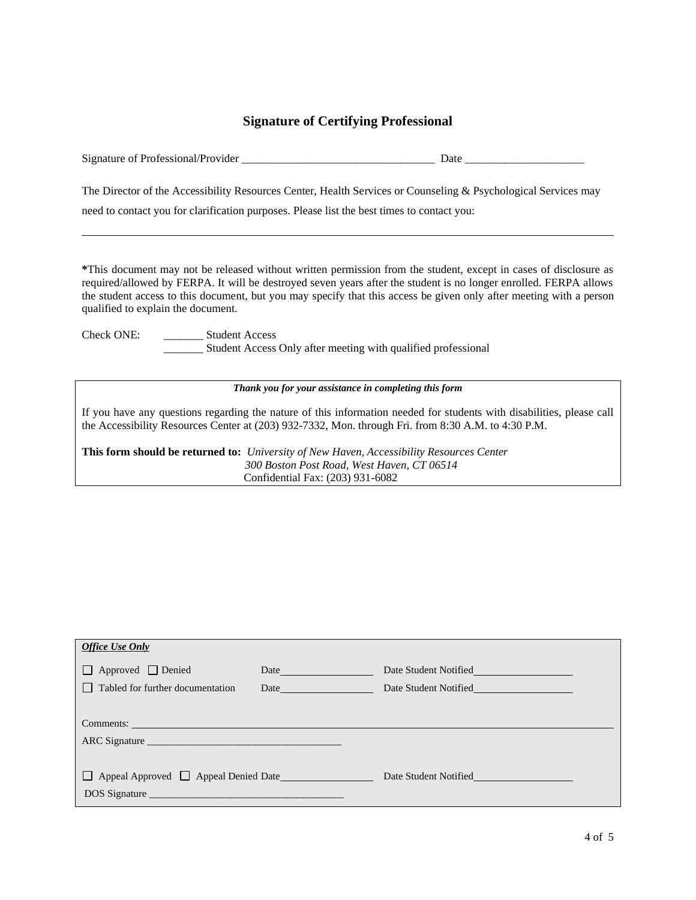## Signature of Certifying Professional

Signature of Professional/Provider _________________________________ Date _____________________

The Director of the Accessibility Resources Center, Health Services or Counseling & Psychological Services may need to contact you for clarification purposes. Please list the best times to contact you:

___________________________________________________________________________________________

*This document may not be released without written permission from the student, except in cases of disclosure as required/allowed by FERPA. It will be destroyed seven years after the student is no longer enrolled. FERPA allows the student access to this document, but you may specify that this access be given only after meeting with a person qualified to explain the document.

Check ONE: _______ Student Access
_______ Student Access Only after meeting with qualified professional

***Thank you for your assistance in completing this form***

If you have any questions regarding the nature of this information needed for students with disabilities, please call the Accessibility Resources Center at (203) 932-7332, Mon. through Fri. from 8:30 A.M. to 4:30 P.M.

**This form should be returned to:** *University of New Haven, Accessibility Resources Center*
*300 Boston Post Road, West Haven, CT 06514*
Confidential Fax: (203) 931-6082

***Office Use Only***

☐ Approved ☐ Denied Date__________________ Date Student Notified__________________

☐ Tabled for further documentation Date__________________ Date Student Notified__________________

Comments: ___________________________________________________________________________

ARC Signature _____________________________________

☐ Appeal Approved ☐ Appeal Denied Date__________________ Date Student Notified__________________

DOS Signature _____________________________________